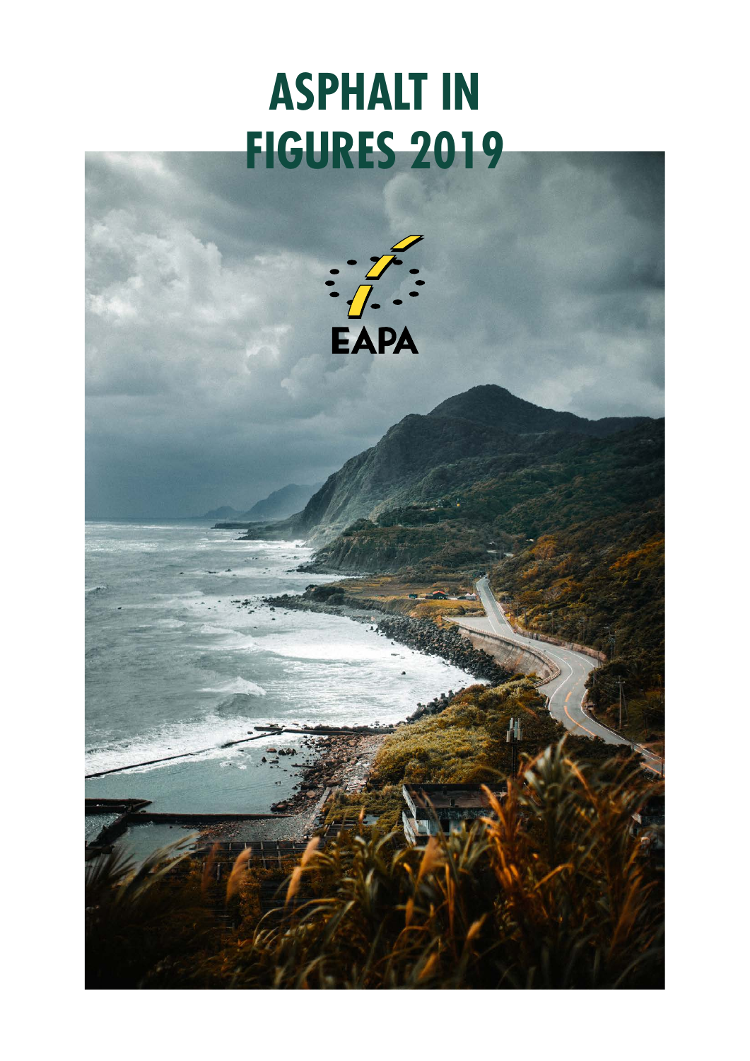# ASPHALT IN FIGURES 2019

EAPA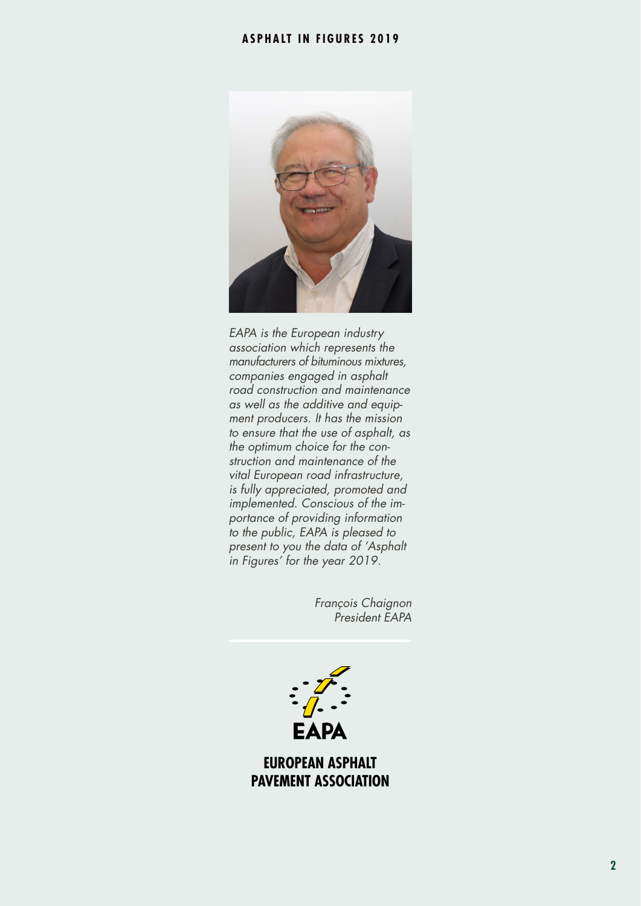*EAPA is the European industry association which represents the manufacturers of bituminous mixtures, companies engaged in asphalt road construction and maintenance as well as the additive and equipment producers. It has the mission to ensure that the use of asphalt, as the optimum choice for the construction and maintenance of the vital European road infrastructure, is fully appreciated, promoted and implemented. Conscious of the importance of providing information to the public, EAPA is pleased to present to you the data of 'Asphalt in Figures' for the year 2019.*

*François Chaignon*
*President EAPA*

EAPA

**EUROPEAN ASPHALT PAVEMENT ASSOCIATION**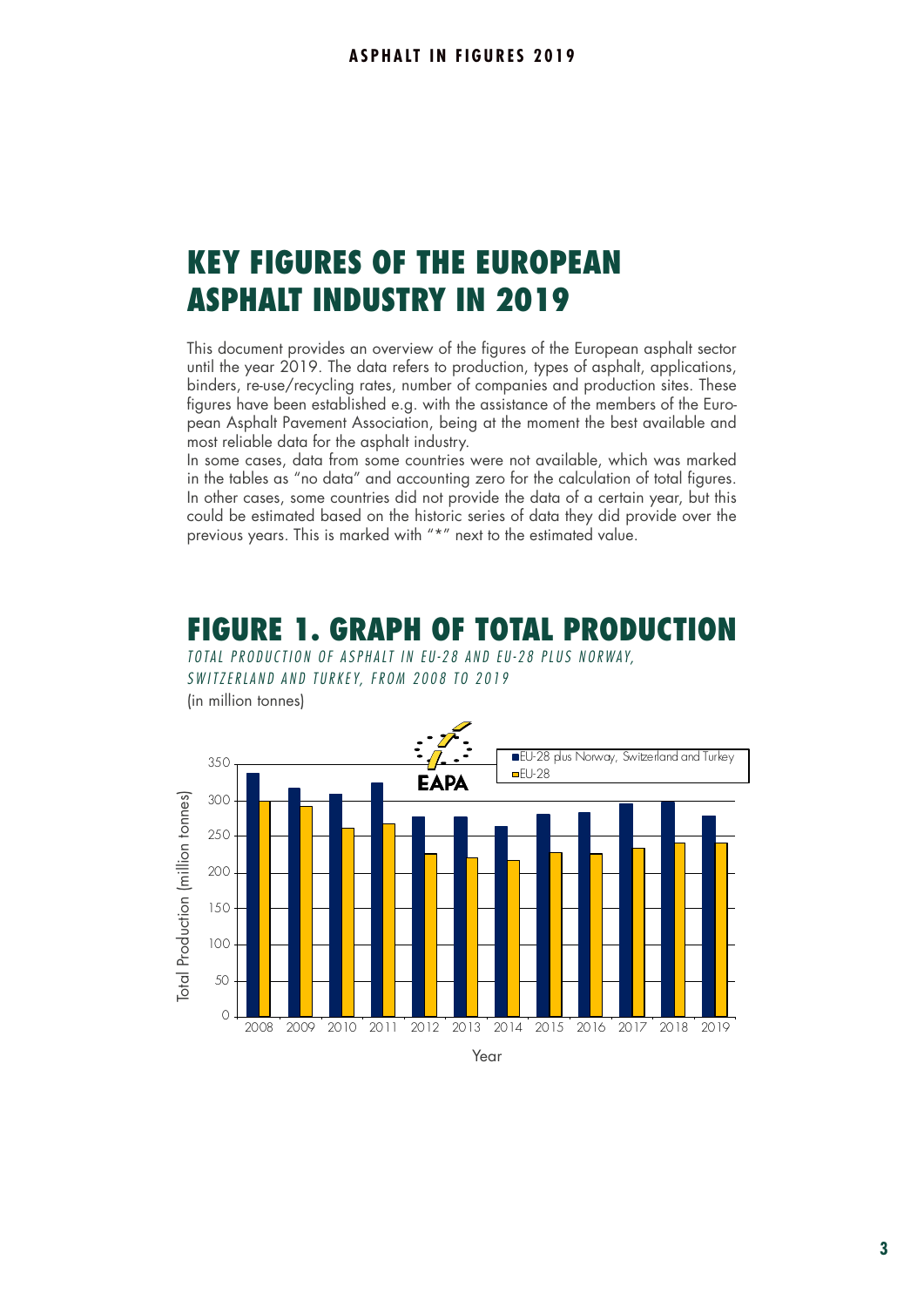# KEY FIGURES OF THE EUROPEAN ASPHALT INDUSTRY IN 2019

This document provides an overview of the figures of the European asphalt sector until the year 2019. The data refers to production, types of asphalt, applications, binders, re-use/recycling rates, number of companies and production sites. These figures have been established e.g. with the assistance of the members of the European Asphalt Pavement Association, being at the moment the best available and most reliable data for the asphalt industry.
In some cases, data from some countries were not available, which was marked in the tables as "no data" and accounting zero for the calculation of total figures. In other cases, some countries did not provide the data of a certain year, but this could be estimated based on the historic series of data they did provide over the previous years. This is marked with "*" next to the estimated value.

# FIGURE 1. GRAPH OF TOTAL PRODUCTION

*TOTAL PRODUCTION OF ASPHALT IN EU-28 AND EU-28 PLUS NORWAY, SWITZERLAND AND TURKEY, FROM 2008 TO 2019*

(in million tonnes)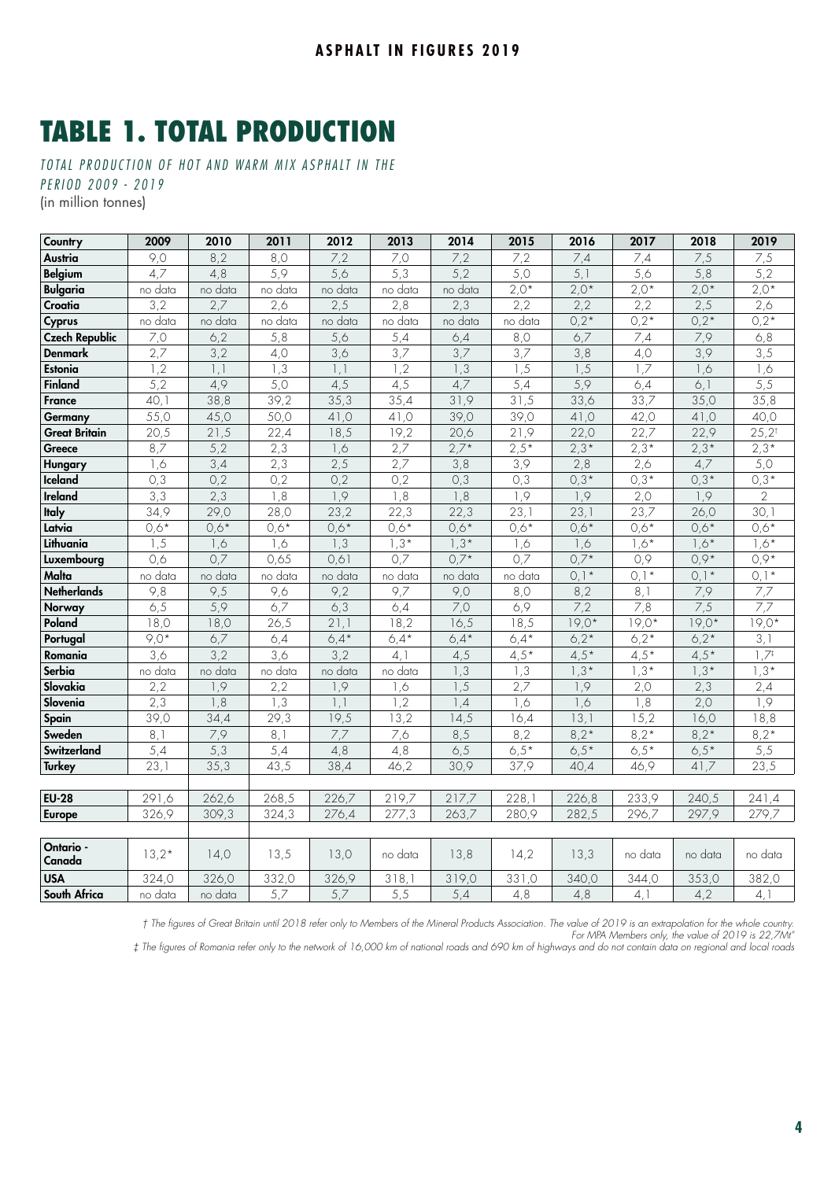# TABLE 1. TOTAL PRODUCTION

*TOTAL PRODUCTION OF HOT AND WARM MIX ASPHALT IN THE PERIOD 2009 - 2019*
(in million tonnes)

| Country | 2009 | 2010 | 2011 | 2012 | 2013 | 2014 | 2015 | 2016 | 2017 | 2018 | 2019 |
|---|---|---|---|---|---|---|---|---|---|---|---|
| **Austria** | 9,0 | 8,2 | 8,0 | 7,2 | 7,0 | 7,2 | 7,2 | 7,4 | 7,4 | 7,5 | 7,5 |
| **Belgium** | 4,7 | 4,8 | 5,9 | 5,6 | 5,3 | 5,2 | 5,0 | 5,1 | 5,6 | 5,8 | 5,2 |
| **Bulgaria** | no data | no data | no data | no data | no data | no data | 2,0* | 2,0* | 2,0* | 2,0* | 2,0* |
| **Croatia** | 3,2 | 2,7 | 2,6 | 2,5 | 2,8 | 2,3 | 2,2 | 2,2 | 2,2 | 2,5 | 2,6 |
| **Cyprus** | no data | no data | no data | no data | no data | no data | no data | 0,2* | 0,2* | 0,2* | 0,2* |
| **Czech Republic** | 7,0 | 6,2 | 5,8 | 5,6 | 5,4 | 6,4 | 8,0 | 6,7 | 7,4 | 7,9 | 6,8 |
| **Denmark** | 2,7 | 3,2 | 4,0 | 3,6 | 3,7 | 3,7 | 3,7 | 3,8 | 4,0 | 3,9 | 3,5 |
| **Estonia** | 1,2 | 1,1 | 1,3 | 1,1 | 1,2 | 1,3 | 1,5 | 1,5 | 1,7 | 1,6 | 1,6 |
| **Finland** | 5,2 | 4,9 | 5,0 | 4,5 | 4,5 | 4,7 | 5,4 | 5,9 | 6,4 | 6,1 | 5,5 |
| **France** | 40,1 | 38,8 | 39,2 | 35,3 | 35,4 | 31,9 | 31,5 | 33,6 | 33,7 | 35,0 | 35,8 |
| **Germany** | 55,0 | 45,0 | 50,0 | 41,0 | 41,0 | 39,0 | 39,0 | 41,0 | 42,0 | 41,0 | 40,0 |
| **Great Britain** | 20,5 | 21,5 | 22,4 | 18,5 | 19,2 | 20,6 | 21,9 | 22,0 | 22,7 | 22,9 | 25,2† |
| **Greece** | 8,7 | 5,2 | 2,3 | 1,6 | 2,7 | 2,7* | 2,5* | 2,3* | 2,3* | 2,3* | 2,3* |
| **Hungary** | 1,6 | 3,4 | 2,3 | 2,5 | 2,7 | 3,8 | 3,9 | 2,8 | 2,6 | 4,7 | 5,0 |
| **Iceland** | 0,3 | 0,2 | 0,2 | 0,2 | 0,2 | 0,3 | 0,3 | 0,3* | 0,3* | 0,3* | 0,3* |
| **Ireland** | 3,3 | 2,3 | 1,8 | 1,9 | 1,8 | 1,8 | 1,9 | 1,9 | 2,0 | 1,9 | 2 |
| **Italy** | 34,9 | 29,0 | 28,0 | 23,2 | 22,3 | 22,3 | 23,1 | 23,1 | 23,7 | 26,0 | 30,1 |
| **Latvia** | 0,6* | 0,6* | 0,6* | 0,6* | 0,6* | 0,6* | 0,6* | 0,6* | 0,6* | 0,6* | 0,6* |
| **Lithuania** | 1,5 | 1,6 | 1,6 | 1,3 | 1,3* | 1,3* | 1,6 | 1,6 | 1,6* | 1,6* | 1,6* |
| **Luxembourg** | 0,6 | 0,7 | 0,65 | 0,61 | 0,7 | 0,7* | 0,7 | 0,7* | 0,9 | 0,9* | 0,9* |
| **Malta** | no data | no data | no data | no data | no data | no data | no data | 0,1* | 0,1* | 0,1* | 0,1* |
| **Netherlands** | 9,8 | 9,5 | 9,6 | 9,2 | 9,7 | 9,0 | 8,0 | 8,2 | 8,1 | 7,9 | 7,7 |
| **Norway** | 6,5 | 5,9 | 6,7 | 6,3 | 6,4 | 7,0 | 6,9 | 7,2 | 7,8 | 7,5 | 7,7 |
| **Poland** | 18,0 | 18,0 | 26,5 | 21,1 | 18,2 | 16,5 | 18,5 | 19,0* | 19,0* | 19,0* | 19,0* |
| **Portugal** | 9,0* | 6,7 | 6,4 | 6,4* | 6,4* | 6,4* | 6,4* | 6,2* | 6,2* | 6,2* | 3,1 |
| **Romania** | 3,6 | 3,2 | 3,6 | 3,2 | 4,1 | 4,5 | 4,5* | 4,5* | 4,5* | 4,5* | 1,7‡ |
| **Serbia** | no data | no data | no data | no data | no data | 1,3 | 1,3 | 1,3* | 1,3* | 1,3* | 1,3* |
| **Slovakia** | 2,2 | 1,9 | 2,2 | 1,9 | 1,6 | 1,5 | 2,7 | 1,9 | 2,0 | 2,3 | 2,4 |
| **Slovenia** | 2,3 | 1,8 | 1,3 | 1,1 | 1,2 | 1,4 | 1,6 | 1,6 | 1,8 | 2,0 | 1,9 |
| **Spain** | 39,0 | 34,4 | 29,3 | 19,5 | 13,2 | 14,5 | 16,4 | 13,1 | 15,2 | 16,0 | 18,8 |
| **Sweden** | 8,1 | 7,9 | 8,1 | 7,7 | 7,6 | 8,5 | 8,2 | 8,2* | 8,2* | 8,2* | 8,2* |
| **Switzerland** | 5,4 | 5,3 | 5,4 | 4,8 | 4,8 | 6,5 | 6,5* | 6,5* | 6,5* | 6,5* | 5,5 |
| **Turkey** | 23,1 | 35,3 | 43,5 | 38,4 | 46,2 | 30,9 | 37,9 | 40,4 | 46,9 | 41,7 | 23,5 |
| | | | | | | | | | | | |
| **EU-28** | 291,6 | 262,6 | 268,5 | 226,7 | 219,7 | 217,7 | 228,1 | 226,8 | 233,9 | 240,5 | 241,4 |
| **Europe** | 326,9 | 309,3 | 324,3 | 276,4 | 277,3 | 263,7 | 280,9 | 282,5 | 296,7 | 297,9 | 279,7 |
| | | | | | | | | | | | |
| **Ontario - Canada** | 13,2* | 14,0 | 13,5 | 13,0 | no data | 13,8 | 14,2 | 13,3 | no data | no data | no data |
| **USA** | 324,0 | 326,0 | 332,0 | 326,9 | 318,1 | 319,0 | 331,0 | 340,0 | 344,0 | 353,0 | 382,0 |
| **South Africa** | no data | no data | 5,7 | 5,7 | 5,5 | 5,4 | 4,8 | 4,8 | 4,1 | 4,2 | 4,1 |

*† The figures of Great Britain until 2018 refer only to Members of the Mineral Products Association. The value of 2019 is an extrapolation for the whole country. For MPA Members only, the value of 2019 is 22,7Mt"*

*‡ The figures of Romania refer only to the network of 16,000 km of national roads and 690 km of highways and do not contain data on regional and local roads*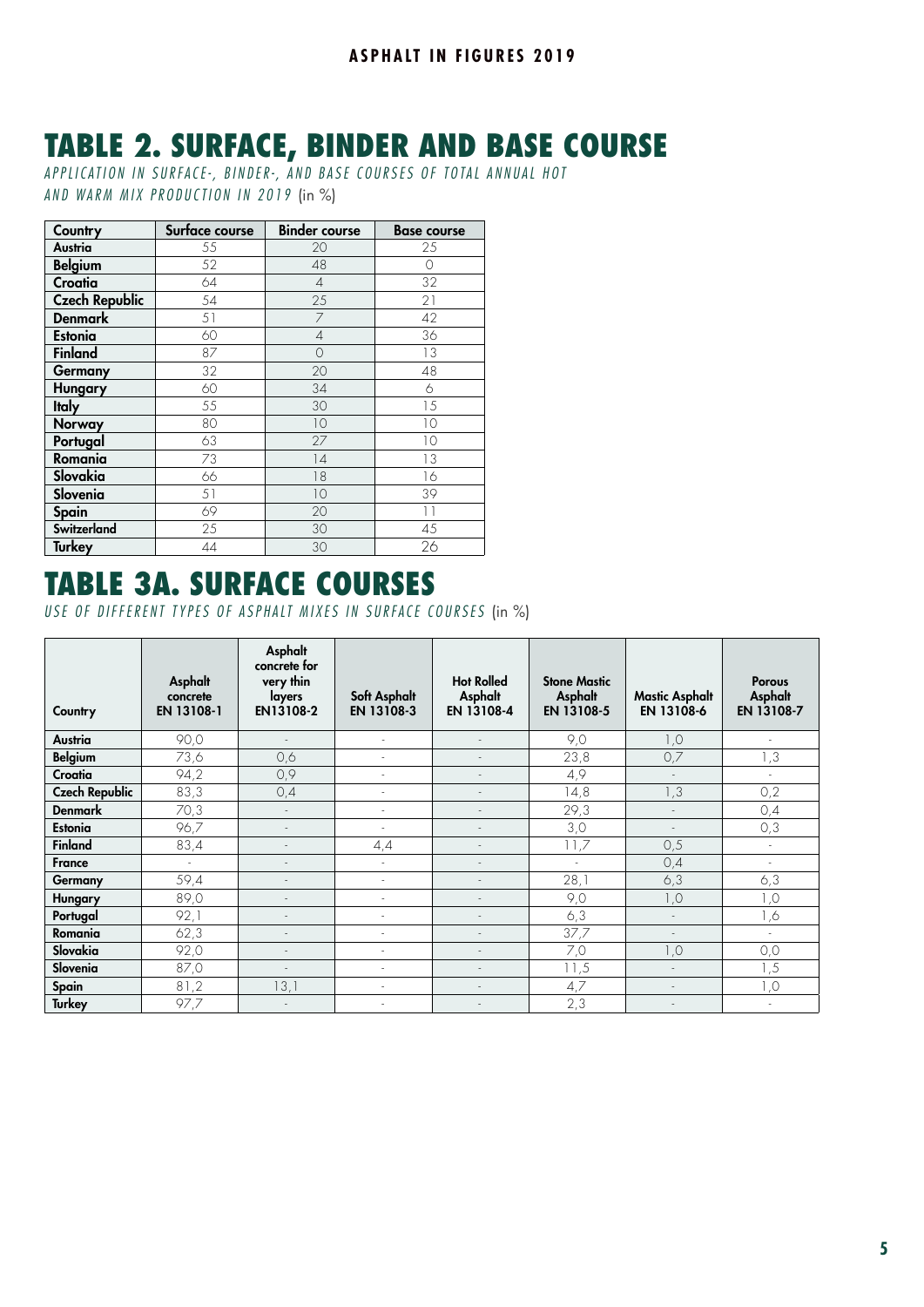## TABLE 2. SURFACE, BINDER AND BASE COURSE

*APPLICATION IN SURFACE-, BINDER-, AND BASE COURSES OF TOTAL ANNUAL HOT AND WARM MIX PRODUCTION IN 2019* (in %)

| Country | Surface course | Binder course | Base course |
|---|---|---|---|
| **Austria** | 55 | 20 | 25 |
| **Belgium** | 52 | 48 | 0 |
| **Croatia** | 64 | 4 | 32 |
| **Czech Republic** | 54 | 25 | 21 |
| **Denmark** | 51 | 7 | 42 |
| **Estonia** | 60 | 4 | 36 |
| **Finland** | 87 | 0 | 13 |
| **Germany** | 32 | 20 | 48 |
| **Hungary** | 60 | 34 | 6 |
| **Italy** | 55 | 30 | 15 |
| **Norway** | 80 | 10 | 10 |
| **Portugal** | 63 | 27 | 10 |
| **Romania** | 73 | 14 | 13 |
| **Slovakia** | 66 | 18 | 16 |
| **Slovenia** | 51 | 10 | 39 |
| **Spain** | 69 | 20 | 11 |
| **Switzerland** | 25 | 30 | 45 |
| **Turkey** | 44 | 30 | 26 |

## TABLE 3A. SURFACE COURSES

*USE OF DIFFERENT TYPES OF ASPHALT MIXES IN SURFACE COURSES* (in %)

| Country | Asphalt concrete EN 13108-1 | Asphalt concrete for very thin layers EN13108-2 | Soft Asphalt EN 13108-3 | Hot Rolled Asphalt EN 13108-4 | Stone Mastic Asphalt EN 13108-5 | Mastic Asphalt EN 13108-6 | Porous Asphalt EN 13108-7 |
|---|---|---|---|---|---|---|---|
| **Austria** | 90,0 | - | - | - | 9,0 | 1,0 | - |
| **Belgium** | 73,6 | 0,6 | - | - | 23,8 | 0,7 | 1,3 |
| **Croatia** | 94,2 | 0,9 | - | - | 4,9 | - | - |
| **Czech Republic** | 83,3 | 0,4 | - | - | 14,8 | 1,3 | 0,2 |
| **Denmark** | 70,3 | - | - | - | 29,3 | - | 0,4 |
| **Estonia** | 96,7 | - | - | - | 3,0 | - | 0,3 |
| **Finland** | 83,4 | - | 4,4 | - | 11,7 | 0,5 | - |
| **France** | - | - | - | - | - | 0,4 | - |
| **Germany** | 59,4 | - | - | - | 28,1 | 6,3 | 6,3 |
| **Hungary** | 89,0 | - | - | - | 9,0 | 1,0 | 1,0 |
| **Portugal** | 92,1 | - | - | - | 6,3 | - | 1,6 |
| **Romania** | 62,3 | - | - | - | 37,7 | - | - |
| **Slovakia** | 92,0 | - | - | - | 7,0 | 1,0 | 0,0 |
| **Slovenia** | 87,0 | - | - | - | 11,5 | - | 1,5 |
| **Spain** | 81,2 | 13,1 | - | - | 4,7 | - | 1,0 |
| **Turkey** | 97,7 | - | - | - | 2,3 | - | - |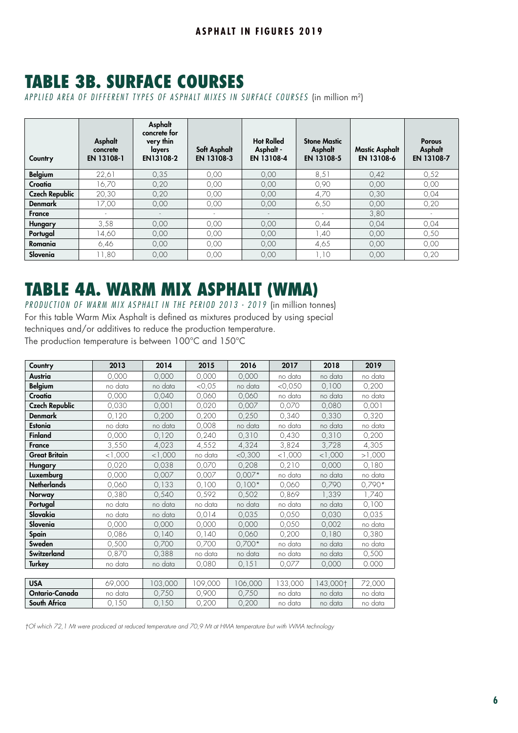## TABLE 3B. SURFACE COURSES

*APPLIED AREA OF DIFFERENT TYPES OF ASPHALT MIXES IN SURFACE COURSES* (in million m²)

| Country | Asphalt concrete EN 13108-1 | Asphalt concrete for very thin layers EN13108-2 | Soft Asphalt EN 13108-3 | Hot Rolled Asphalt - EN 13108-4 | Stone Mastic Asphalt EN 13108-5 | Mastic Asphalt EN 13108-6 | Porous Asphalt EN 13108-7 |
|---|---|---|---|---|---|---|---|
| Belgium | 22,61 | 0,35 | 0,00 | 0,00 | 8,51 | 0,42 | 0,52 |
| Croatia | 16,70 | 0,20 | 0,00 | 0,00 | 0,90 | 0,00 | 0,00 |
| Czech Republic | 20,30 | 0,20 | 0,00 | 0,00 | 4,70 | 0,30 | 0,04 |
| Denmark | 17,00 | 0,00 | 0,00 | 0,00 | 6,50 | 0,00 | 0,20 |
| France | - | - | - | - | - | 3,80 | - |
| Hungary | 3,58 | 0,00 | 0,00 | 0,00 | 0,44 | 0,04 | 0,04 |
| Portugal | 14,60 | 0,00 | 0,00 | 0,00 | 1,40 | 0,00 | 0,50 |
| Romania | 6,46 | 0,00 | 0,00 | 0,00 | 4,65 | 0,00 | 0,00 |
| Slovenia | 11,80 | 0,00 | 0,00 | 0,00 | 1,10 | 0,00 | 0,20 |

## TABLE 4A. WARM MIX ASPHALT (WMA)

*PRODUCTION OF WARM MIX ASPHALT IN THE PERIOD 2013 - 2019* (in million tonnes)

For this table Warm Mix Asphalt is defined as mixtures produced by using special techniques and/or additives to reduce the production temperature.

The production temperature is between 100°C and 150°C

| Country | 2013 | 2014 | 2015 | 2016 | 2017 | 2018 | 2019 |
|---|---|---|---|---|---|---|---|
| Austria | 0,000 | 0,000 | 0,000 | 0,000 | no data | no data | no data |
| Belgium | no data | no data | <0,05 | no data | <0,050 | 0,100 | 0,200 |
| Croatia | 0,000 | 0,040 | 0,060 | 0,060 | no data | no data | no data |
| Czech Republic | 0,030 | 0,001 | 0,020 | 0,007 | 0,070 | 0,080 | 0,001 |
| Denmark | 0,120 | 0,200 | 0,200 | 0,250 | 0,340 | 0,330 | 0,320 |
| Estonia | no data | no data | 0,008 | no data | no data | no data | no data |
| Finland | 0,000 | 0,120 | 0,240 | 0,310 | 0,430 | 0,310 | 0,200 |
| France | 3,550 | 4,023 | 4,552 | 4,324 | 3,824 | 3,728 | 4,305 |
| Great Britain | <1,000 | <1,000 | no data | <0,300 | <1,000 | <1,000 | >1,000 |
| Hungary | 0,020 | 0,038 | 0,070 | 0,208 | 0,210 | 0,000 | 0,180 |
| Luxemburg | 0,000 | 0,007 | 0,007 | 0,007* | no data | no data | no data |
| Netherlands | 0,060 | 0,133 | 0,100 | 0,100* | 0,060 | 0,790 | 0,790* |
| Norway | 0,380 | 0,540 | 0,592 | 0,502 | 0,869 | 1,339 | 1,740 |
| Portugal | no data | no data | no data | no data | no data | no data | 0,100 |
| Slovakia | no data | no data | 0,014 | 0,035 | 0,050 | 0,030 | 0,035 |
| Slovenia | 0,000 | 0,000 | 0,000 | 0,000 | 0,050 | 0,002 | no data |
| Spain | 0,086 | 0,140 | 0,140 | 0,060 | 0,200 | 0,180 | 0,380 |
| Sweden | 0,500 | 0,700 | 0,700 | 0,700* | no data | no data | no data |
| Switzerland | 0,870 | 0,388 | no data | no data | no data | no data | 0,500 |
| Turkey | no data | no data | 0,080 | 0,151 | 0,077 | 0,000 | 0.000 |
| USA | 69,000 | 103,000 | 109,000 | 106,000 | 133,000 | 143,000† | 72,000 |
| Ontario-Canada | no data | 0,750 | 0,900 | 0,750 | no data | no data | no data |
| South Africa | 0,150 | 0,150 | 0,200 | 0,200 | no data | no data | no data |

*†Of which 72,1 Mt were produced at reduced temperature and 70,9 Mt at HMA temperature but with WMA technology*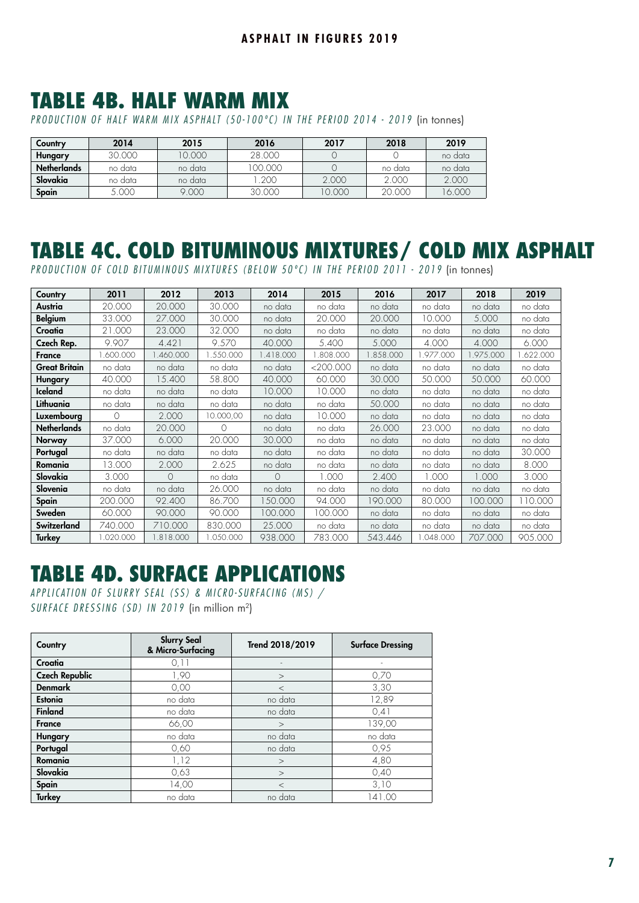# TABLE 4B. HALF WARM MIX

*PRODUCTION OF HALF WARM MIX ASPHALT (50-100°C) IN THE PERIOD 2014 - 2019* (in tonnes)

| Country | 2014 | 2015 | 2016 | 2017 | 2018 | 2019 |
|---|---|---|---|---|---|---|
| **Hungary** | 30.000 | 10.000 | 28.000 | 0 | 0 | no data |
| **Netherlands** | no data | no data | 100.000 | 0 | no data | no data |
| **Slovakia** | no data | no data | 1.200 | 2.000 | 2.000 | 2.000 |
| **Spain** | 5.000 | 9.000 | 30.000 | 10.000 | 20.000 | 16.000 |

# TABLE 4C. COLD BITUMINOUS MIXTURES/ COLD MIX ASPHALT

*PRODUCTION OF COLD BITUMINOUS MIXTURES (BELOW 50°C) IN THE PERIOD 2011 - 2019* (in tonnes)

| Country | 2011 | 2012 | 2013 | 2014 | 2015 | 2016 | 2017 | 2018 | 2019 |
|---|---|---|---|---|---|---|---|---|---|
| **Austria** | 20.000 | 20.000 | 30.000 | no data | no data | no data | no data | no data | no data |
| **Belgium** | 33.000 | 27.000 | 30.000 | no data | 20.000 | 20.000 | 10.000 | 5.000 | no data |
| **Croatia** | 21.000 | 23.000 | 32.000 | no data | no data | no data | no data | no data | no data |
| **Czech Rep.** | 9.907 | 4.421 | 9.570 | 40.000 | 5.400 | 5.000 | 4.000 | 4.000 | 6.000 |
| **France** | 1.600.000 | 1.460.000 | 1.550.000 | 1.418.000 | 1.808.000 | 1.858.000 | 1.977.000 | 1.975.000 | 1.622.000 |
| **Great Britain** | no data | no data | no data | no data | <200.000 | no data | no data | no data | no data |
| **Hungary** | 40.000 | 15.400 | 58.800 | 40.000 | 60.000 | 30.000 | 50.000 | 50.000 | 60.000 |
| **Iceland** | no data | no data | no data | 10.000 | 10.000 | no data | no data | no data | no data |
| **Lithuania** | no data | no data | no data | no data | no data | 50.000 | no data | no data | no data |
| **Luxembourg** | 0 | 2.000 | 10.000,00 | no data | 10.000 | no data | no data | no data | no data |
| **Netherlands** | no data | 20.000 | 0 | no data | no data | 26.000 | 23.000 | no data | no data |
| **Norway** | 37.000 | 6.000 | 20.000 | 30.000 | no data | no data | no data | no data | no data |
| **Portugal** | no data | no data | no data | no data | no data | no data | no data | no data | 30.000 |
| **Romania** | 13.000 | 2.000 | 2.625 | no data | no data | no data | no data | no data | 8.000 |
| **Slovakia** | 3.000 | 0 | no data | 0 | 1.000 | 2.400 | 1.000 | 1.000 | 3.000 |
| **Slovenia** | no data | no data | 26.000 | no data | no data | no data | no data | no data | no data |
| **Spain** | 200.000 | 92.400 | 86.700 | 150.000 | 94.000 | 190.000 | 80.000 | 100.000 | 110.000 |
| **Sweden** | 60.000 | 90.000 | 90.000 | 100.000 | 100.000 | no data | no data | no data | no data |
| **Switzerland** | 740.000 | 710.000 | 830.000 | 25.000 | no data | no data | no data | no data | no data |
| **Turkey** | 1.020.000 | 1.818.000 | 1.050.000 | 938.000 | 783.000 | 543.446 | 1.048.000 | 707.000 | 905.000 |

# TABLE 4D. SURFACE APPLICATIONS

*APPLICATION OF SLURRY SEAL (SS) & MICRO-SURFACING (MS) / SURFACE DRESSING (SD) IN 2019* (in million m²)

| Country | Slurry Seal & Micro-Surfacing | Trend 2018/2019 | Surface Dressing |
|---|---|---|---|
| **Croatia** | 0,11 | - | - |
| **Czech Republic** | 1,90 | > | 0,70 |
| **Denmark** | 0,00 | < | 3,30 |
| **Estonia** | no data | no data | 12,89 |
| **Finland** | no data | no data | 0,41 |
| **France** | 66,00 | > | 139,00 |
| **Hungary** | no data | no data | no data |
| **Portugal** | 0,60 | no data | 0,95 |
| **Romania** | 1,12 | > | 4,80 |
| **Slovakia** | 0,63 | > | 0,40 |
| **Spain** | 14,00 | < | 3,10 |
| **Turkey** | no data | no data | 141.00 |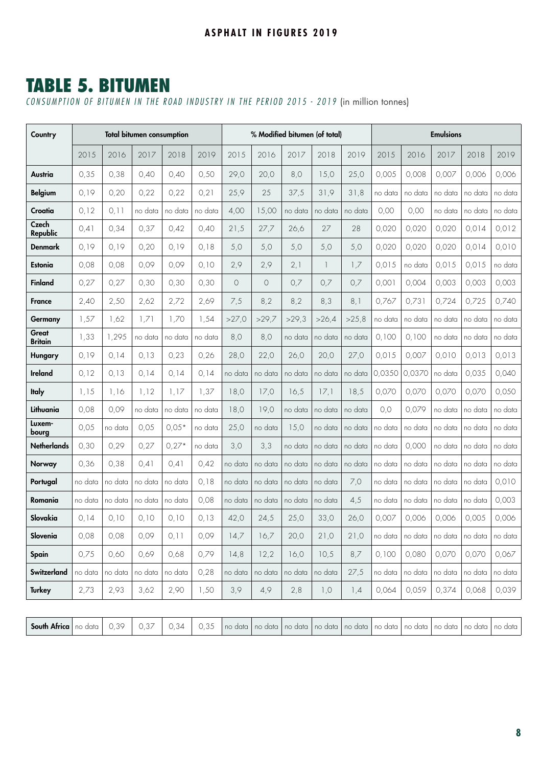# TABLE 5. BITUMEN

*CONSUMPTION OF BITUMEN IN THE ROAD INDUSTRY IN THE PERIOD 2015 - 2019* (in million tonnes)

| Country | Total bitumen consumption | | | | | % Modified bitumen (of total) | | | | | Emulsions | | | | |
|---|---|---|---|---|---|---|---|---|---|---|---|---|---|---|---|
| | 2015 | 2016 | 2017 | 2018 | 2019 | 2015 | 2016 | 2017 | 2018 | 2019 | 2015 | 2016 | 2017 | 2018 | 2019 |
| **Austria** | 0,35 | 0,38 | 0,40 | 0,40 | 0,50 | 29,0 | 20,0 | 8,0 | 15,0 | 25,0 | 0,005 | 0,008 | 0,007 | 0,006 | 0,006 |
| **Belgium** | 0,19 | 0,20 | 0,22 | 0,22 | 0,21 | 25,9 | 25 | 37,5 | 31,9 | 31,8 | no data | no data | no data | no data | no data |
| **Croatia** | 0,12 | 0,11 | no data | no data | no data | 4,00 | 15,00 | no data | no data | no data | 0,00 | 0,00 | no data | no data | no data |
| **Czech Republic** | 0,41 | 0,34 | 0,37 | 0,42 | 0,40 | 21,5 | 27,7 | 26,6 | 27 | 28 | 0,020 | 0,020 | 0,020 | 0,014 | 0,012 |
| **Denmark** | 0,19 | 0,19 | 0,20 | 0,19 | 0,18 | 5,0 | 5,0 | 5,0 | 5,0 | 5,0 | 0,020 | 0,020 | 0,020 | 0,014 | 0,010 |
| **Estonia** | 0,08 | 0,08 | 0,09 | 0,09 | 0,10 | 2,9 | 2,9 | 2,1 | 1 | 1,7 | 0,015 | no data | 0,015 | 0,015 | no data |
| **Finland** | 0,27 | 0,27 | 0,30 | 0,30 | 0,30 | 0 | 0 | 0,7 | 0,7 | 0,7 | 0,001 | 0,004 | 0,003 | 0,003 | 0,003 |
| **France** | 2,40 | 2,50 | 2,62 | 2,72 | 2,69 | 7,5 | 8,2 | 8,2 | 8,3 | 8,1 | 0,767 | 0,731 | 0,724 | 0,725 | 0,740 |
| **Germany** | 1,57 | 1,62 | 1,71 | 1,70 | 1,54 | >27,0 | >29,7 | >29,3 | >26,4 | >25,8 | no data | no data | no data | no data | no data |
| **Great Britain** | 1,33 | 1,295 | no data | no data | no data | 8,0 | 8,0 | no data | no data | no data | 0,100 | 0,100 | no data | no data | no data |
| **Hungary** | 0,19 | 0,14 | 0,13 | 0,23 | 0,26 | 28,0 | 22,0 | 26,0 | 20,0 | 27,0 | 0,015 | 0,007 | 0,010 | 0,013 | 0,013 |
| **Ireland** | 0,12 | 0,13 | 0,14 | 0,14 | 0,14 | no data | no data | no data | no data | no data | 0,0350 | 0,0370 | no data | 0,035 | 0,040 |
| **Italy** | 1,15 | 1,16 | 1,12 | 1,17 | 1,37 | 18,0 | 17,0 | 16,5 | 17,1 | 18,5 | 0,070 | 0,070 | 0,070 | 0,070 | 0,050 |
| **Lithuania** | 0,08 | 0,09 | no data | no data | no data | 18,0 | 19,0 | no data | no data | no data | 0,0 | 0,079 | no data | no data | no data |
| **Luxembourg** | 0,05 | no data | 0,05 | 0,05* | no data | 25,0 | no data | 15,0 | no data | no data | no data | no data | no data | no data | no data |
| **Netherlands** | 0,30 | 0,29 | 0,27 | 0,27* | no data | 3,0 | 3,3 | no data | no data | no data | no data | 0,000 | no data | no data | no data |
| **Norway** | 0,36 | 0,38 | 0,41 | 0,41 | 0,42 | no data | no data | no data | no data | no data | no data | no data | no data | no data | no data |
| **Portugal** | no data | no data | no data | no data | 0,18 | no data | no data | no data | no data | 7,0 | no data | no data | no data | no data | 0,010 |
| **Romania** | no data | no data | no data | no data | 0,08 | no data | no data | no data | no data | 4,5 | no data | no data | no data | no data | 0,003 |
| **Slovakia** | 0,14 | 0,10 | 0,10 | 0,10 | 0,13 | 42,0 | 24,5 | 25,0 | 33,0 | 26,0 | 0,007 | 0,006 | 0,006 | 0,005 | 0,006 |
| **Slovenia** | 0,08 | 0,08 | 0,09 | 0,11 | 0,09 | 14,7 | 16,7 | 20,0 | 21,0 | 21,0 | no data | no data | no data | no data | no data |
| **Spain** | 0,75 | 0,60 | 0,69 | 0,68 | 0,79 | 14,8 | 12,2 | 16,0 | 10,5 | 8,7 | 0,100 | 0,080 | 0,070 | 0,070 | 0,067 |
| **Switzerland** | no data | no data | no data | no data | 0,28 | no data | no data | no data | no data | 27,5 | no data | no data | no data | no data | no data |
| **Turkey** | 2,73 | 2,93 | 3,62 | 2,90 | 1,50 | 3,9 | 4,9 | 2,8 | 1,0 | 1,4 | 0,064 | 0,059 | 0,374 | 0,068 | 0,039 |
| **South Africa** | no data | 0,39 | 0,37 | 0,34 | 0,35 | no data | no data | no data | no data | no data | no data | no data | no data | no data | no data |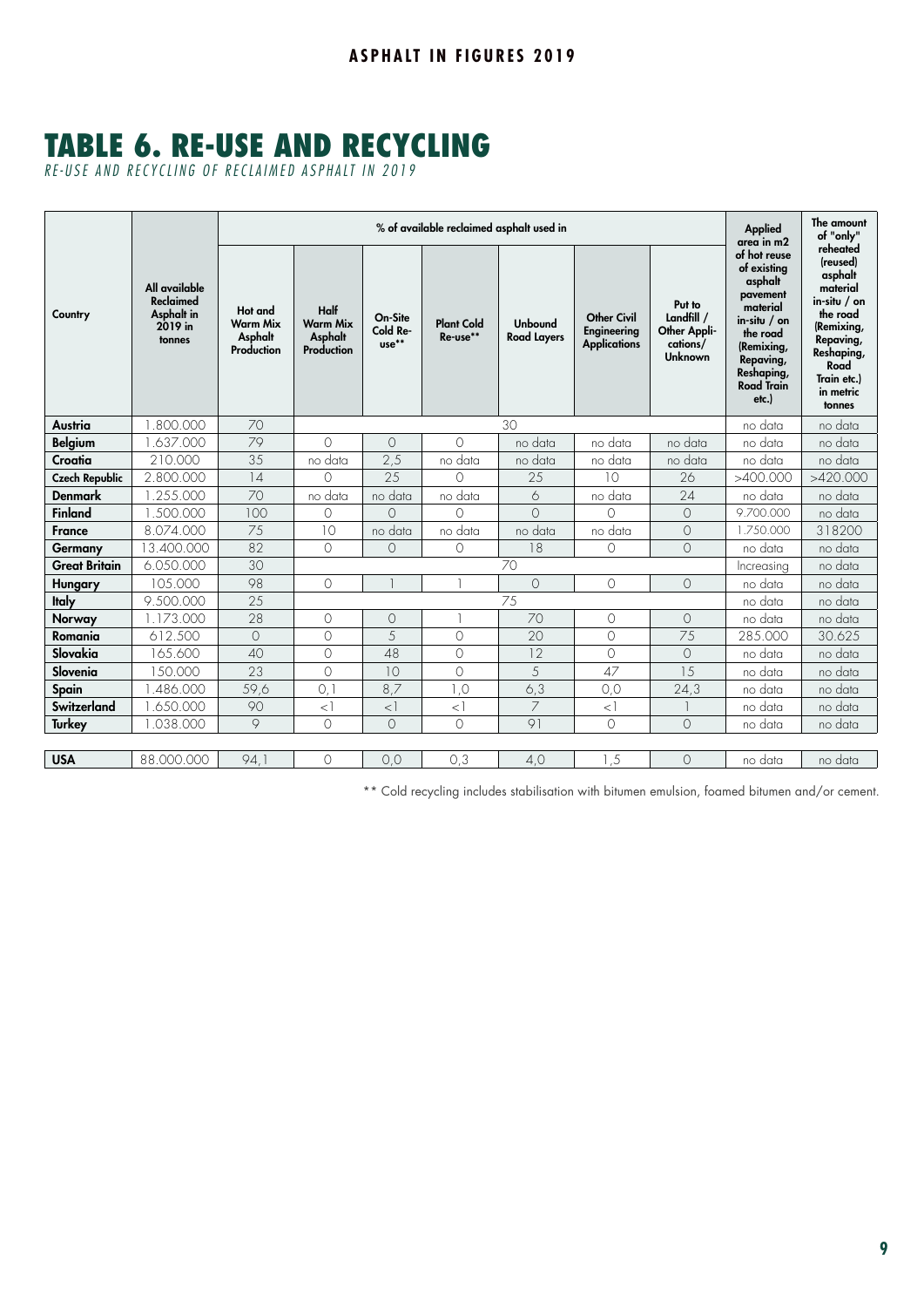# TABLE 6. RE-USE AND RECYCLING

*RE-USE AND RECYCLING OF RECLAIMED ASPHALT IN 2019*

| Country | All available Reclaimed Asphalt in 2019 in tonnes | % of available reclaimed asphalt used in | | | | | | | Applied area in m2 of hot reuse of existing asphalt pavement material in-situ / on the road (Remixing, Repaving, Reshaping, Road Train etc.) | The amount of "only" reheated (reused) asphalt material in-situ / on the road (Remixing, Repaving, Reshaping, Road Train etc.) in metric tonnes |
|---|---|---|---|---|---|---|---|---|---|---|
| | | Hot and Warm Mix Asphalt Production | Half Warm Mix Asphalt Production | On-Site Cold Re-use** | Plant Cold Re-use** | Unbound Road Layers | Other Civil Engineering Applications | Put to Landfill / Other Applications/ Unknown | | |
| **Austria** | 1.800.000 | 70 | 30 | | | | | | no data | no data |
| **Belgium** | 1.637.000 | 79 | 0 | 0 | 0 | no data | no data | no data | no data | no data |
| **Croatia** | 210.000 | 35 | no data | 2,5 | no data | no data | no data | no data | no data | no data |
| **Czech Republic** | 2.800.000 | 14 | 0 | 25 | 0 | 25 | 10 | 26 | >400.000 | >420.000 |
| **Denmark** | 1.255.000 | 70 | no data | no data | no data | 6 | no data | 24 | no data | no data |
| **Finland** | 1.500.000 | 100 | 0 | 0 | 0 | 0 | 0 | 0 | 9.700.000 | no data |
| **France** | 8.074.000 | 75 | 10 | no data | no data | no data | no data | 0 | 1.750.000 | 318200 |
| **Germany** | 13.400.000 | 82 | 0 | 0 | 0 | 18 | 0 | 0 | no data | no data |
| **Great Britain** | 6.050.000 | 30 | 70 | | | | | | Increasing | no data |
| **Hungary** | 105.000 | 98 | 0 | 1 | 1 | 0 | 0 | 0 | no data | no data |
| **Italy** | 9.500.000 | 25 | 75 | | | | | | no data | no data |
| **Norway** | 1.173.000 | 28 | 0 | 0 | 1 | 70 | 0 | 0 | no data | no data |
| **Romania** | 612.500 | 0 | 0 | 5 | 0 | 20 | 0 | 75 | 285.000 | 30.625 |
| **Slovakia** | 165.600 | 40 | 0 | 48 | 0 | 12 | 0 | 0 | no data | no data |
| **Slovenia** | 150.000 | 23 | 0 | 10 | 0 | 5 | 47 | 15 | no data | no data |
| **Spain** | 1.486.000 | 59,6 | 0,1 | 8,7 | 1,0 | 6,3 | 0,0 | 24,3 | no data | no data |
| **Switzerland** | 1.650.000 | 90 | <1 | <1 | <1 | 7 | <1 | 1 | no data | no data |
| **Turkey** | 1.038.000 | 9 | 0 | 0 | 0 | 91 | 0 | 0 | no data | no data |
| | | | | | | | | | | |
| **USA** | 88.000.000 | 94,1 | 0 | 0,0 | 0,3 | 4,0 | 1,5 | 0 | no data | no data |

** Cold recycling includes stabilisation with bitumen emulsion, foamed bitumen and/or cement.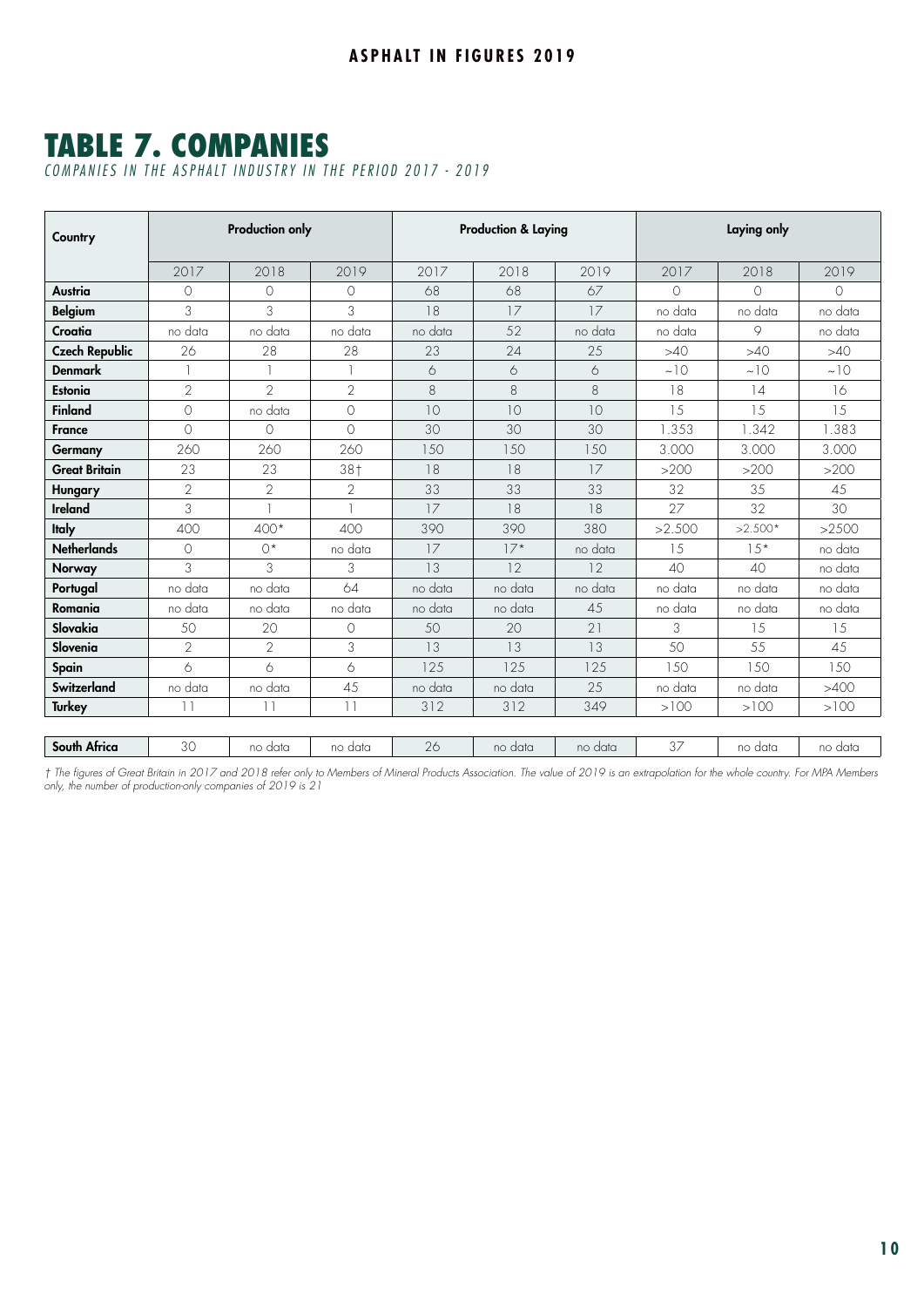# TABLE 7. COMPANIES

*COMPANIES IN THE ASPHALT INDUSTRY IN THE PERIOD 2017 - 2019*

| Country | Production only | | | Production & Laying | | | Laying only | | |
|---|---|---|---|---|---|---|---|---|---|
| | 2017 | 2018 | 2019 | 2017 | 2018 | 2019 | 2017 | 2018 | 2019 |
| **Austria** | 0 | 0 | 0 | 68 | 68 | 67 | 0 | 0 | 0 |
| **Belgium** | 3 | 3 | 3 | 18 | 17 | 17 | no data | no data | no data |
| **Croatia** | no data | no data | no data | no data | 52 | no data | no data | 9 | no data |
| **Czech Republic** | 26 | 28 | 28 | 23 | 24 | 25 | >40 | >40 | >40 |
| **Denmark** | 1 | 1 | 1 | 6 | 6 | 6 | ~10 | ~10 | ~10 |
| **Estonia** | 2 | 2 | 2 | 8 | 8 | 8 | 18 | 14 | 16 |
| **Finland** | 0 | no data | 0 | 10 | 10 | 10 | 15 | 15 | 15 |
| **France** | 0 | 0 | 0 | 30 | 30 | 30 | 1.353 | 1.342 | 1.383 |
| **Germany** | 260 | 260 | 260 | 150 | 150 | 150 | 3.000 | 3.000 | 3.000 |
| **Great Britain** | 23 | 23 | 38† | 18 | 18 | 17 | >200 | >200 | >200 |
| **Hungary** | 2 | 2 | 2 | 33 | 33 | 33 | 32 | 35 | 45 |
| **Ireland** | 3 | 1 | 1 | 17 | 18 | 18 | 27 | 32 | 30 |
| **Italy** | 400 | 400* | 400 | 390 | 390 | 380 | >2.500 | >2.500* | >2500 |
| **Netherlands** | 0 | 0* | no data | 17 | 17* | no data | 15 | 15* | no data |
| **Norway** | 3 | 3 | 3 | 13 | 12 | 12 | 40 | 40 | no data |
| **Portugal** | no data | no data | 64 | no data | no data | no data | no data | no data | no data |
| **Romania** | no data | no data | no data | no data | no data | 45 | no data | no data | no data |
| **Slovakia** | 50 | 20 | 0 | 50 | 20 | 21 | 3 | 15 | 15 |
| **Slovenia** | 2 | 2 | 3 | 13 | 13 | 13 | 50 | 55 | 45 |
| **Spain** | 6 | 6 | 6 | 125 | 125 | 125 | 150 | 150 | 150 |
| **Switzerland** | no data | no data | 45 | no data | no data | 25 | no data | no data | >400 |
| **Turkey** | 11 | 11 | 11 | 312 | 312 | 349 | >100 | >100 | >100 |
| **South Africa** | 30 | no data | no data | 26 | no data | no data | 37 | no data | no data |

*† The figures of Great Britain in 2017 and 2018 refer only to Members of Mineral Products Association. The value of 2019 is an extrapolation for the whole country. For MPA Members only, the number of production-only companies of 2019 is 21*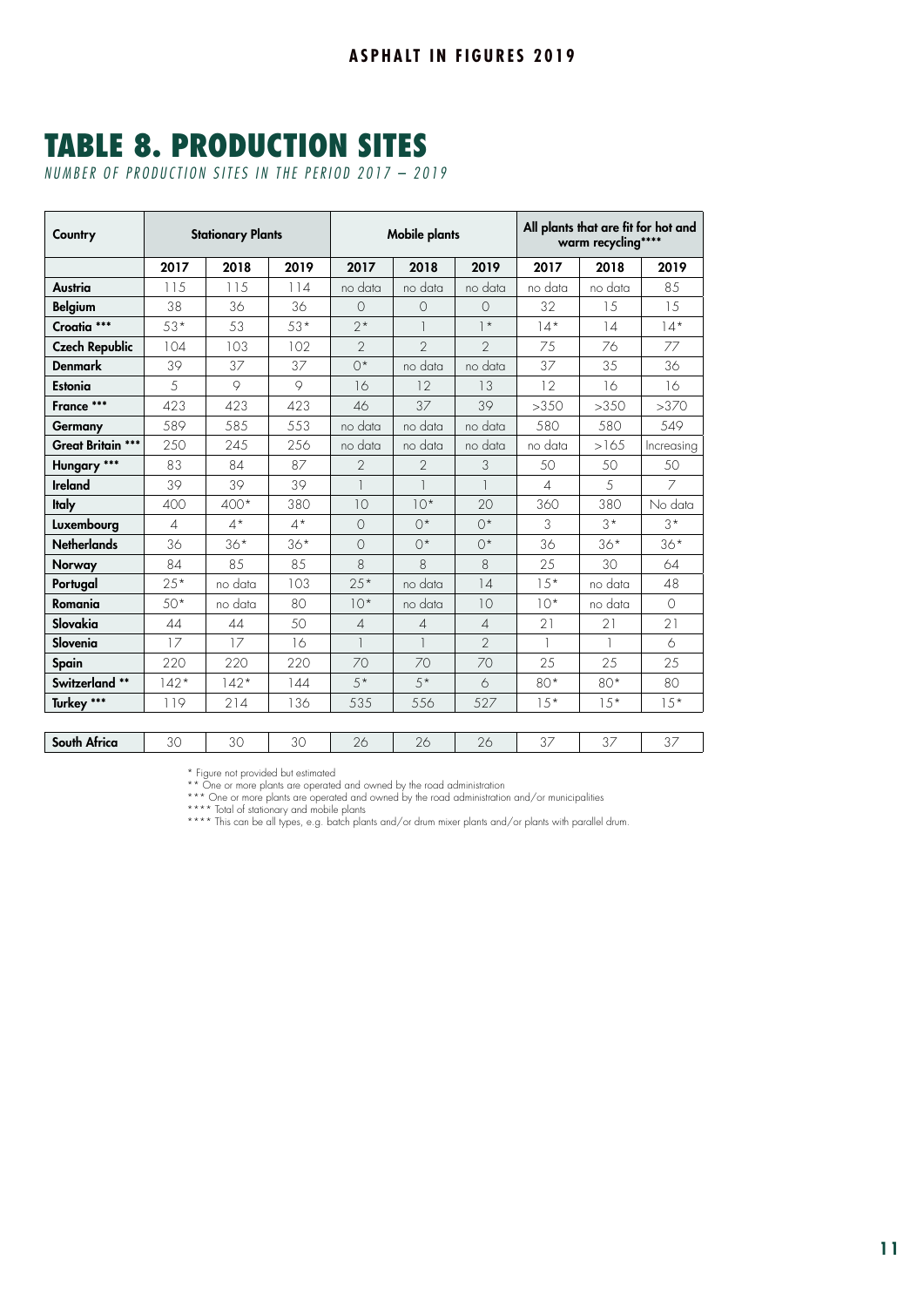# TABLE 8. PRODUCTION SITES

*NUMBER OF PRODUCTION SITES IN THE PERIOD 2017 – 2019*

| Country | Stationary Plants | | | Mobile plants | | | All plants that are fit for hot and warm recycling**** | | |
|---|---|---|---|---|---|---|---|---|---|
| | 2017 | 2018 | 2019 | 2017 | 2018 | 2019 | 2017 | 2018 | 2019 |
| **Austria** | 115 | 115 | 114 | no data | no data | no data | no data | no data | 85 |
| **Belgium** | 38 | 36 | 36 | 0 | 0 | 0 | 32 | 15 | 15 |
| **Croatia *** ** | 53* | 53 | 53* | 2* | 1 | 1* | 14* | 14 | 14* |
| **Czech Republic** | 104 | 103 | 102 | 2 | 2 | 2 | 75 | 76 | 77 |
| **Denmark** | 39 | 37 | 37 | 0* | no data | no data | 37 | 35 | 36 |
| **Estonia** | 5 | 9 | 9 | 16 | 12 | 13 | 12 | 16 | 16 |
| **France *** ** | 423 | 423 | 423 | 46 | 37 | 39 | >350 | >350 | >370 |
| **Germany** | 589 | 585 | 553 | no data | no data | no data | 580 | 580 | 549 |
| **Great Britain *** ** | 250 | 245 | 256 | no data | no data | no data | no data | >165 | Increasing |
| **Hungary *** ** | 83 | 84 | 87 | 2 | 2 | 3 | 50 | 50 | 50 |
| **Ireland** | 39 | 39 | 39 | 1 | 1 | 1 | 4 | 5 | 7 |
| **Italy** | 400 | 400* | 380 | 10 | 10* | 20 | 360 | 380 | No data |
| **Luxembourg** | 4 | 4* | 4* | 0 | 0* | 0* | 3 | 3* | 3* |
| **Netherlands** | 36 | 36* | 36* | 0 | 0* | 0* | 36 | 36* | 36* |
| **Norway** | 84 | 85 | 85 | 8 | 8 | 8 | 25 | 30 | 64 |
| **Portugal** | 25* | no data | 103 | 25* | no data | 14 | 15* | no data | 48 |
| **Romania** | 50* | no data | 80 | 10* | no data | 10 | 10* | no data | 0 |
| **Slovakia** | 44 | 44 | 50 | 4 | 4 | 4 | 21 | 21 | 21 |
| **Slovenia** | 17 | 17 | 16 | 1 | 1 | 2 | 1 | 1 | 6 |
| **Spain** | 220 | 220 | 220 | 70 | 70 | 70 | 25 | 25 | 25 |
| **Switzerland ** ** | 142* | 142* | 144 | 5* | 5* | 6 | 80* | 80* | 80 |
| **Turkey *** ** | 119 | 214 | 136 | 535 | 556 | 527 | 15* | 15* | 15* |
| **South Africa** | 30 | 30 | 30 | 26 | 26 | 26 | 37 | 37 | 37 |

\* Figure not provided but estimated

\** One or more plants are operated and owned by the road administration

\*** One or more plants are operated and owned by the road administration and/or municipalities

\**** Total of stationary and mobile plants

\**** This can be all types, e.g. batch plants and/or drum mixer plants and/or plants with parallel drum.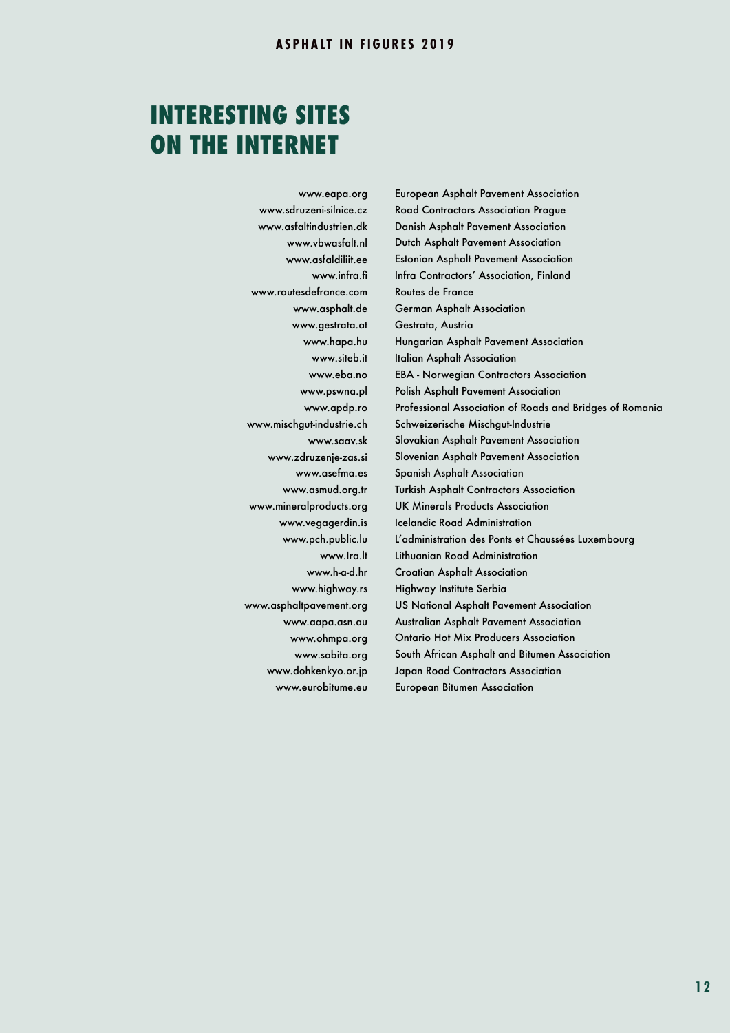# INTERESTING SITES ON THE INTERNET

| | |
|---|---|
| www.eapa.org | European Asphalt Pavement Association |
| www.sdruzeni-silnice.cz | Road Contractors Association Prague |
| www.asfaltindustrien.dk | Danish Asphalt Pavement Association |
| www.vbwasfalt.nl | Dutch Asphalt Pavement Association |
| www.asfaldiliit.ee | Estonian Asphalt Pavement Association |
| www.infra.fi | Infra Contractors' Association, Finland |
| www.routesdefrance.com | Routes de France |
| www.asphalt.de | German Asphalt Association |
| www.gestrata.at | Gestrata, Austria |
| www.hapa.hu | Hungarian Asphalt Pavement Association |
| www.siteb.it | Italian Asphalt Association |
| www.eba.no | EBA - Norwegian Contractors Association |
| www.pswna.pl | Polish Asphalt Pavement Association |
| www.apdp.ro | Professional Association of Roads and Bridges of Romania |
| www.mischgut-industrie.ch | Schweizerische Mischgut-Industrie |
| www.saav.sk | Slovakian Asphalt Pavement Association |
| www.zdruzenje-zas.si | Slovenian Asphalt Pavement Association |
| www.asefma.es | Spanish Asphalt Association |
| www.asmud.org.tr | Turkish Asphalt Contractors Association |
| www.mineralproducts.org | UK Minerals Products Association |
| www.vegagerdin.is | Icelandic Road Administration |
| www.pch.public.lu | L'administration des Ponts et Chaussées Luxembourg |
| www.lra.lt | Lithuanian Road Administration |
| www.h-a-d.hr | Croatian Asphalt Association |
| www.highway.rs | Highway Institute Serbia |
| www.asphaltpavement.org | US National Asphalt Pavement Association |
| www.aapa.asn.au | Australian Asphalt Pavement Association |
| www.ohmpa.org | Ontario Hot Mix Producers Association |
| www.sabita.org | South African Asphalt and Bitumen Association |
| www.dohkenkyo.or.jp | Japan Road Contractors Association |
| www.eurobitume.eu | European Bitumen Association |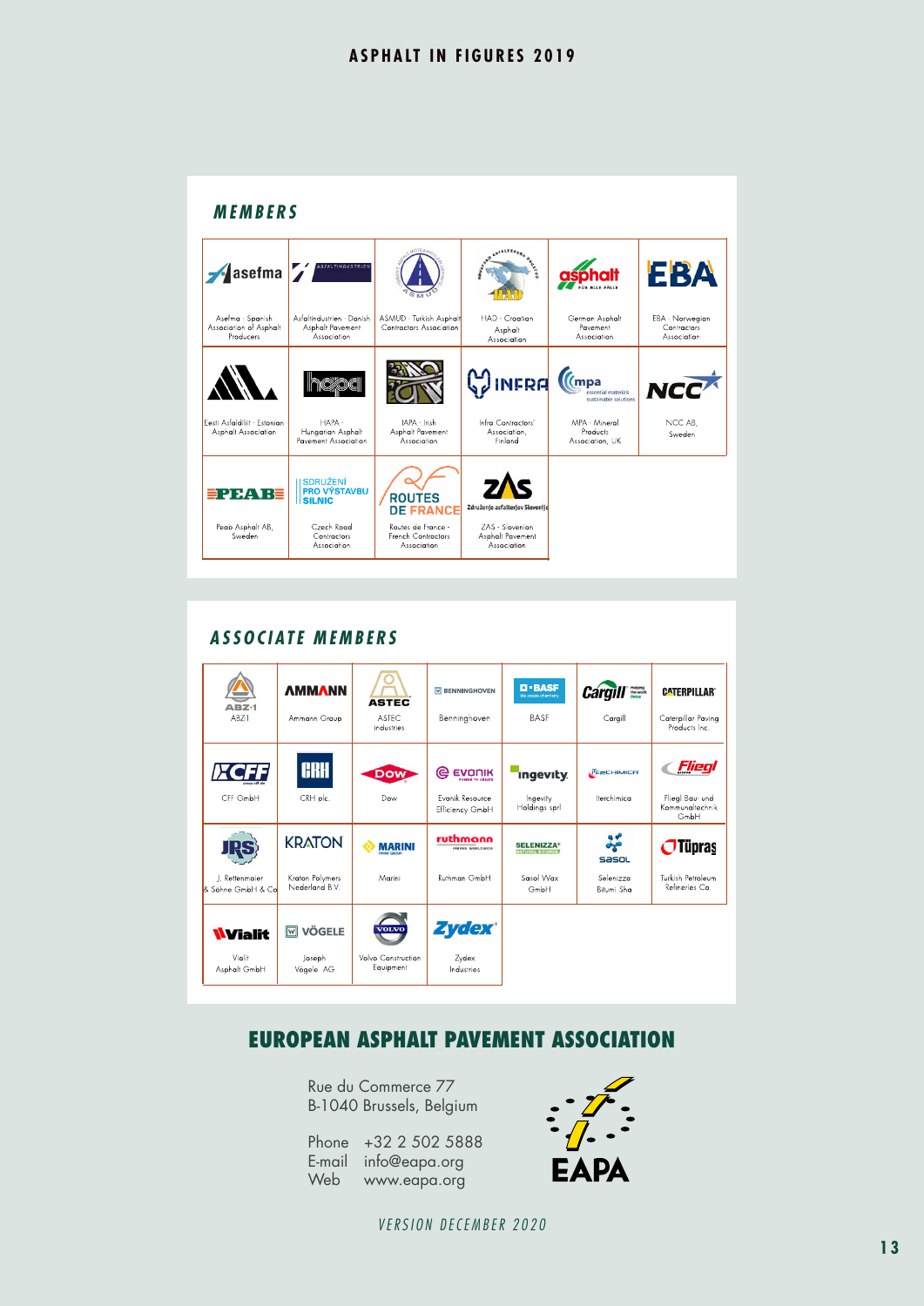## MEMBERS

| | | | | | |
|---|---|---|---|---|---|
| Asefma - Spanish Association of Asphalt Producers | Asfaltindustrien - Danish Asphalt Pavement Association | ASMUD - Turkish Asphalt Contractors Association | HAD - Croatian Asphalt Association | German Asphalt Pavement Association | EBA - Norwegian Contractors Association |
| Eesti Asfaldiliit - Estonian Asphalt Association | HAPA - Hungarian Asphalt Pavement Association | IAPA - Irish Asphalt Pavement Association | Infra Contractors' Association, Finland | MPA - Mineral Products Association, UK | NCC AB, Sweden |
| Peab Asphalt AB, Sweden | Czech Road Contractors Association | Routes de France - French Contractors Association | ZAS - Slovenian Asphalt Pavement Association | | |

## ASSOCIATE MEMBERS

| | | | | | | |
|---|---|---|---|---|---|---|
| ABZ-1 | Ammann Group | ASTEC industries | Benninghoven | BASF | Cargill | Caterpillar Paving Products Inc. |
| CFF GmbH | CRH plc. | Dow | Evonik Resource Efficiency GmbH | Ingevity Holdings sprl | Iterchimica | Fliegl Bau- und Kommunaltechnik GmbH |
| J. Rettenmaier & Söhne GmbH & Co | Kraton Polymers Nederland B.V. | Marini | Ruthman GmbH | Sasol Wax GmbH | Selenizza Bitumi Sha | Turkish Petroleum Refineries Co. |
| Vialit Asphalt GmbH | Joseph Vögele AG | Volvo Construction Equipment | Zydex Industries | | | |

# EUROPEAN ASPHALT PAVEMENT ASSOCIATION

Rue du Commerce 77
B-1040 Brussels, Belgium

Phone +32 2 502 5888
E-mail info@eapa.org
Web www.eapa.org

EAPA

*VERSION DECEMBER 2020*